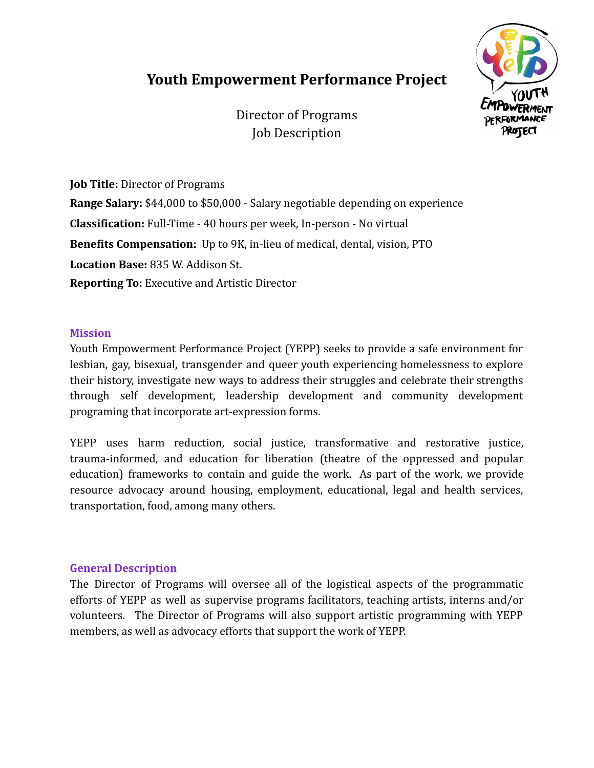# Youth Empowerment Performance Project

Director of Programs
Job Description

**Job Title:** Director of Programs

**Range Salary:** $44,000 to $50,000 - Salary negotiable depending on experience

**Classification:** Full-Time - 40 hours per week, In-person - No virtual

**Benefits Compensation:** Up to 9K, in-lieu of medical, dental, vision, PTO

**Location Base:** 835 W. Addison St.

**Reporting To:** Executive and Artistic Director

## Mission

Youth Empowerment Performance Project (YEPP) seeks to provide a safe environment for lesbian, gay, bisexual, transgender and queer youth experiencing homelessness to explore their history, investigate new ways to address their struggles and celebrate their strengths through self development, leadership development and community development programing that incorporate art-expression forms.

YEPP uses harm reduction, social justice, transformative and restorative justice, trauma-informed, and education for liberation (theatre of the oppressed and popular education) frameworks to contain and guide the work. As part of the work, we provide resource advocacy around housing, employment, educational, legal and health services, transportation, food, among many others.

## General Description

The Director of Programs will oversee all of the logistical aspects of the programmatic efforts of YEPP as well as supervise programs facilitators, teaching artists, interns and/or volunteers. The Director of Programs will also support artistic programming with YEPP members, as well as advocacy efforts that support the work of YEPP.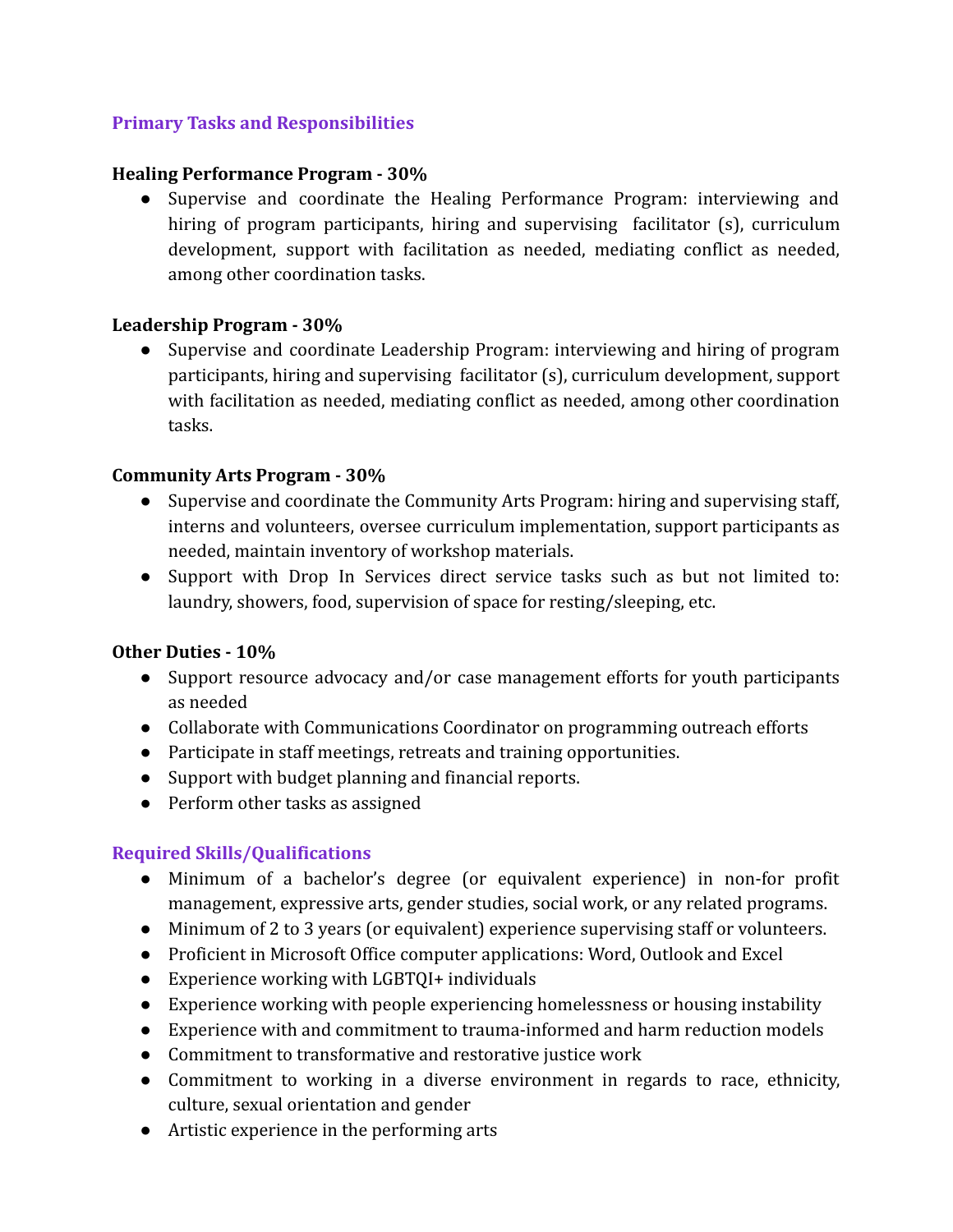## Primary Tasks and Responsibilities

**Healing Performance Program - 30%**

- Supervise and coordinate the Healing Performance Program: interviewing and hiring of program participants, hiring and supervising facilitator (s), curriculum development, support with facilitation as needed, mediating conflict as needed, among other coordination tasks.

**Leadership Program - 30%**

- Supervise and coordinate Leadership Program: interviewing and hiring of program participants, hiring and supervising facilitator (s), curriculum development, support with facilitation as needed, mediating conflict as needed, among other coordination tasks.

**Community Arts Program - 30%**

- Supervise and coordinate the Community Arts Program: hiring and supervising staff, interns and volunteers, oversee curriculum implementation, support participants as needed, maintain inventory of workshop materials.
- Support with Drop In Services direct service tasks such as but not limited to: laundry, showers, food, supervision of space for resting/sleeping, etc.

**Other Duties - 10%**

- Support resource advocacy and/or case management efforts for youth participants as needed
- Collaborate with Communications Coordinator on programming outreach efforts
- Participate in staff meetings, retreats and training opportunities.
- Support with budget planning and financial reports.
- Perform other tasks as assigned

## Required Skills/Qualifications

- Minimum of a bachelor's degree (or equivalent experience) in non-for profit management, expressive arts, gender studies, social work, or any related programs.
- Minimum of 2 to 3 years (or equivalent) experience supervising staff or volunteers.
- Proficient in Microsoft Office computer applications: Word, Outlook and Excel
- Experience working with LGBTQI+ individuals
- Experience working with people experiencing homelessness or housing instability
- Experience with and commitment to trauma-informed and harm reduction models
- Commitment to transformative and restorative justice work
- Commitment to working in a diverse environment in regards to race, ethnicity, culture, sexual orientation and gender
- Artistic experience in the performing arts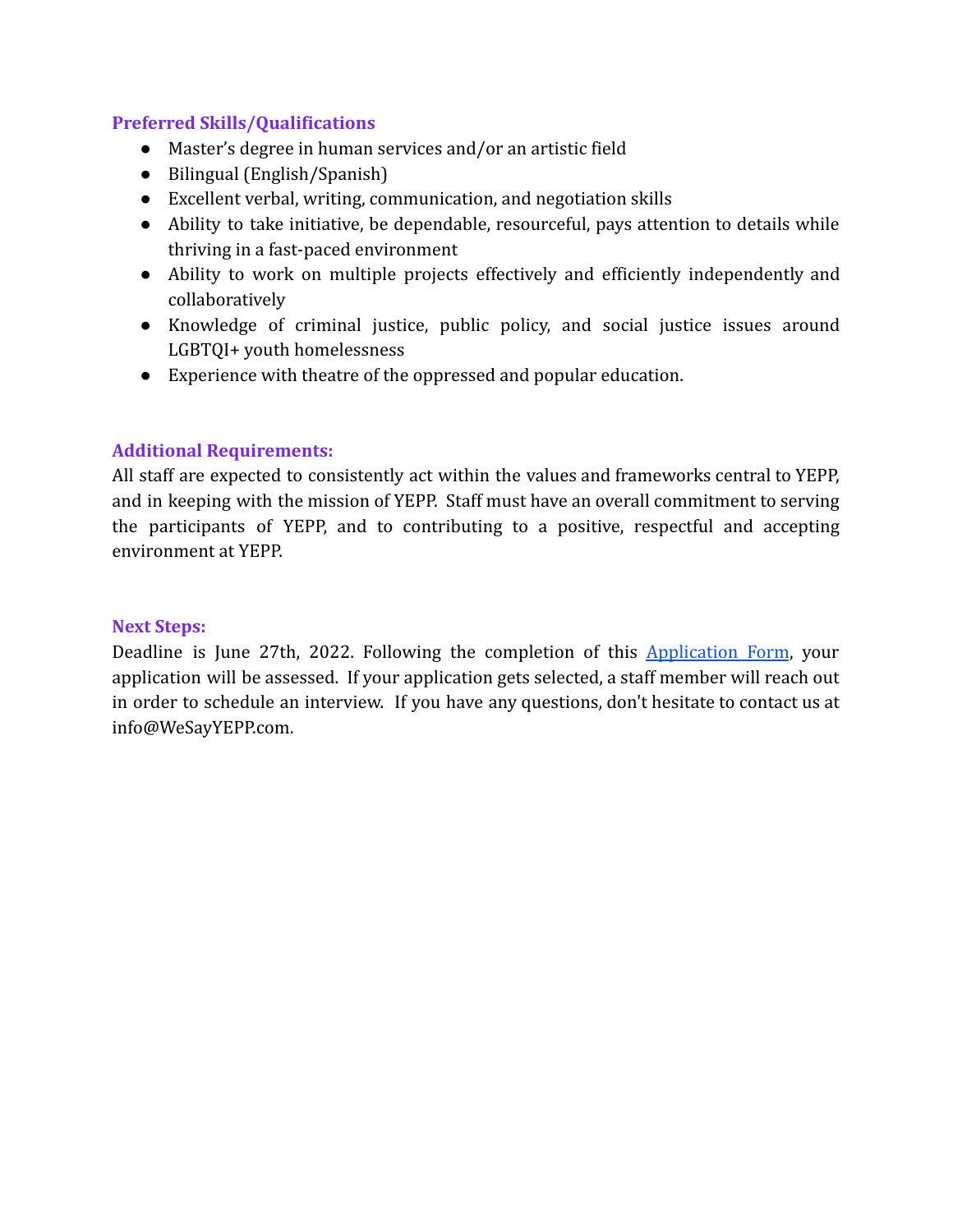### Preferred Skills/Qualifications

- Master's degree in human services and/or an artistic field
- Bilingual (English/Spanish)
- Excellent verbal, writing, communication, and negotiation skills
- Ability to take initiative, be dependable, resourceful, pays attention to details while thriving in a fast-paced environment
- Ability to work on multiple projects effectively and efficiently independently and collaboratively
- Knowledge of criminal justice, public policy, and social justice issues around LGBTQI+ youth homelessness
- Experience with theatre of the oppressed and popular education.

### Additional Requirements:

All staff are expected to consistently act within the values and frameworks central to YEPP, and in keeping with the mission of YEPP. Staff must have an overall commitment to serving the participants of YEPP, and to contributing to a positive, respectful and accepting environment at YEPP.

### Next Steps:

Deadline is June 27th, 2022. Following the completion of this Application Form, your application will be assessed. If your application gets selected, a staff member will reach out in order to schedule an interview. If you have any questions, don't hesitate to contact us at info@WeSayYEPP.com.